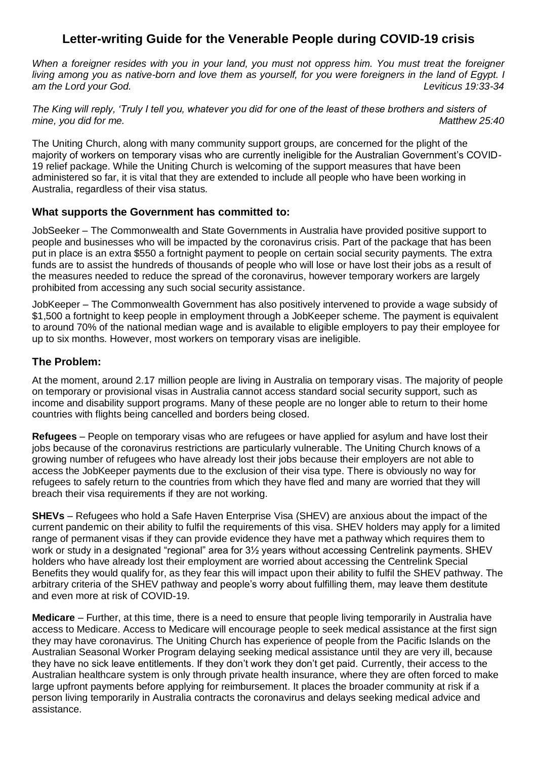# Letter-writing Guide for the Venerable People during COVID-19 crisis

*When a foreigner resides with you in your land, you must not oppress him. You must treat the foreigner living among you as native-born and love them as yourself, for you were foreigners in the land of Egypt. I am the Lord your God.* *Leviticus 19:33-34*

*The King will reply, 'Truly I tell you, whatever you did for one of the least of these brothers and sisters of mine, you did for me.* *Matthew 25:40*

The Uniting Church, along with many community support groups, are concerned for the plight of the majority of workers on temporary visas who are currently ineligible for the Australian Government's COVID-19 relief package. While the Uniting Church is welcoming of the support measures that have been administered so far, it is vital that they are extended to include all people who have been working in Australia, regardless of their visa status.

### What supports the Government has committed to:

JobSeeker – The Commonwealth and State Governments in Australia have provided positive support to people and businesses who will be impacted by the coronavirus crisis. Part of the package that has been put in place is an extra $550 a fortnight payment to people on certain social security payments. The extra funds are to assist the hundreds of thousands of people who will lose or have lost their jobs as a result of the measures needed to reduce the spread of the coronavirus, however temporary workers are largely prohibited from accessing any such social security assistance.

JobKeeper – The Commonwealth Government has also positively intervened to provide a wage subsidy of $1,500 a fortnight to keep people in employment through a JobKeeper scheme. The payment is equivalent to around 70% of the national median wage and is available to eligible employers to pay their employee for up to six months. However, most workers on temporary visas are ineligible.

### The Problem:

At the moment, around 2.17 million people are living in Australia on temporary visas. The majority of people on temporary or provisional visas in Australia cannot access standard social security support, such as income and disability support programs. Many of these people are no longer able to return to their home countries with flights being cancelled and borders being closed.

**Refugees** – People on temporary visas who are refugees or have applied for asylum and have lost their jobs because of the coronavirus restrictions are particularly vulnerable. The Uniting Church knows of a growing number of refugees who have already lost their jobs because their employers are not able to access the JobKeeper payments due to the exclusion of their visa type. There is obviously no way for refugees to safely return to the countries from which they have fled and many are worried that they will breach their visa requirements if they are not working.

**SHEVs** – Refugees who hold a Safe Haven Enterprise Visa (SHEV) are anxious about the impact of the current pandemic on their ability to fulfil the requirements of this visa. SHEV holders may apply for a limited range of permanent visas if they can provide evidence they have met a pathway which requires them to work or study in a designated "regional" area for 3½ years without accessing Centrelink payments. SHEV holders who have already lost their employment are worried about accessing the Centrelink Special Benefits they would qualify for, as they fear this will impact upon their ability to fulfil the SHEV pathway. The arbitrary criteria of the SHEV pathway and people's worry about fulfilling them, may leave them destitute and even more at risk of COVID-19.

**Medicare** – Further, at this time, there is a need to ensure that people living temporarily in Australia have access to Medicare. Access to Medicare will encourage people to seek medical assistance at the first sign they may have coronavirus. The Uniting Church has experience of people from the Pacific Islands on the Australian Seasonal Worker Program delaying seeking medical assistance until they are very ill, because they have no sick leave entitlements. If they don't work they don't get paid. Currently, their access to the Australian healthcare system is only through private health insurance, where they are often forced to make large upfront payments before applying for reimbursement. It places the broader community at risk if a person living temporarily in Australia contracts the coronavirus and delays seeking medical advice and assistance.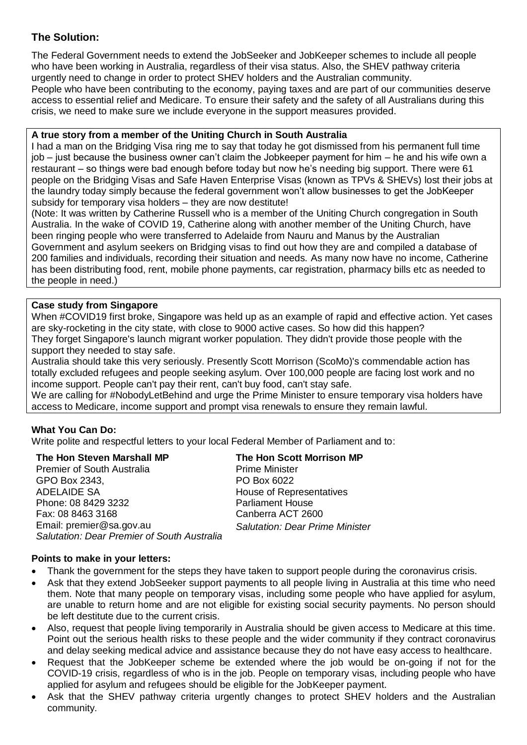## The Solution:

The Federal Government needs to extend the JobSeeker and JobKeeper schemes to include all people who have been working in Australia, regardless of their visa status. Also, the SHEV pathway criteria urgently need to change in order to protect SHEV holders and the Australian community.
People who have been contributing to the economy, paying taxes and are part of our communities deserve access to essential relief and Medicare. To ensure their safety and the safety of all Australians during this crisis, we need to make sure we include everyone in the support measures provided.

**A true story from a member of the Uniting Church in South Australia**

I had a man on the Bridging Visa ring me to say that today he got dismissed from his permanent full time job – just because the business owner can't claim the Jobkeeper payment for him – he and his wife own a restaurant – so things were bad enough before today but now he's needing big support. There were 61 people on the Bridging Visas and Safe Haven Enterprise Visas (known as TPVs & SHEVs) lost their jobs at the laundry today simply because the federal government won't allow businesses to get the JobKeeper subsidy for temporary visa holders – they are now destitute!

(Note: It was written by Catherine Russell who is a member of the Uniting Church congregation in South Australia. In the wake of COVID 19, Catherine along with another member of the Uniting Church, have been ringing people who were transferred to Adelaide from Nauru and Manus by the Australian Government and asylum seekers on Bridging visas to find out how they are and compiled a database of 200 families and individuals, recording their situation and needs. As many now have no income, Catherine has been distributing food, rent, mobile phone payments, car registration, pharmacy bills etc as needed to the people in need.)

**Case study from Singapore**

When #COVID19 first broke, Singapore was held up as an example of rapid and effective action. Yet cases are sky-rocketing in the city state, with close to 9000 active cases. So how did this happen?
They forget Singapore's launch migrant worker population. They didn't provide those people with the support they needed to stay safe.
Australia should take this very seriously. Presently Scott Morrison (ScoMo)'s commendable action has totally excluded refugees and people seeking asylum. Over 100,000 people are facing lost work and no income support. People can't pay their rent, can't buy food, can't stay safe.
We are calling for #NobodyLetBehind and urge the Prime Minister to ensure temporary visa holders have access to Medicare, income support and prompt visa renewals to ensure they remain lawful.

### What You Can Do:

Write polite and respectful letters to your local Federal Member of Parliament and to:

**The Hon Steven Marshall MP**
Premier of South Australia
GPO Box 2343,
ADELAIDE SA
Phone: 08 8429 3232
Fax: 08 8463 3168
Email: premier@sa.gov.au
*Salutation: Dear Premier of South Australia*

**The Hon Scott Morrison MP**
Prime Minister
PO Box 6022
House of Representatives
Parliament House
Canberra ACT 2600
*Salutation: Dear Prime Minister*

### Points to make in your letters:

- Thank the government for the steps they have taken to support people during the coronavirus crisis.
- Ask that they extend JobSeeker support payments to all people living in Australia at this time who need them. Note that many people on temporary visas, including some people who have applied for asylum, are unable to return home and are not eligible for existing social security payments. No person should be left destitute due to the current crisis.
- Also, request that people living temporarily in Australia should be given access to Medicare at this time. Point out the serious health risks to these people and the wider community if they contract coronavirus and delay seeking medical advice and assistance because they do not have easy access to healthcare.
- Request that the JobKeeper scheme be extended where the job would be on-going if not for the COVID-19 crisis, regardless of who is in the job. People on temporary visas, including people who have applied for asylum and refugees should be eligible for the JobKeeper payment.
- Ask that the SHEV pathway criteria urgently changes to protect SHEV holders and the Australian community.